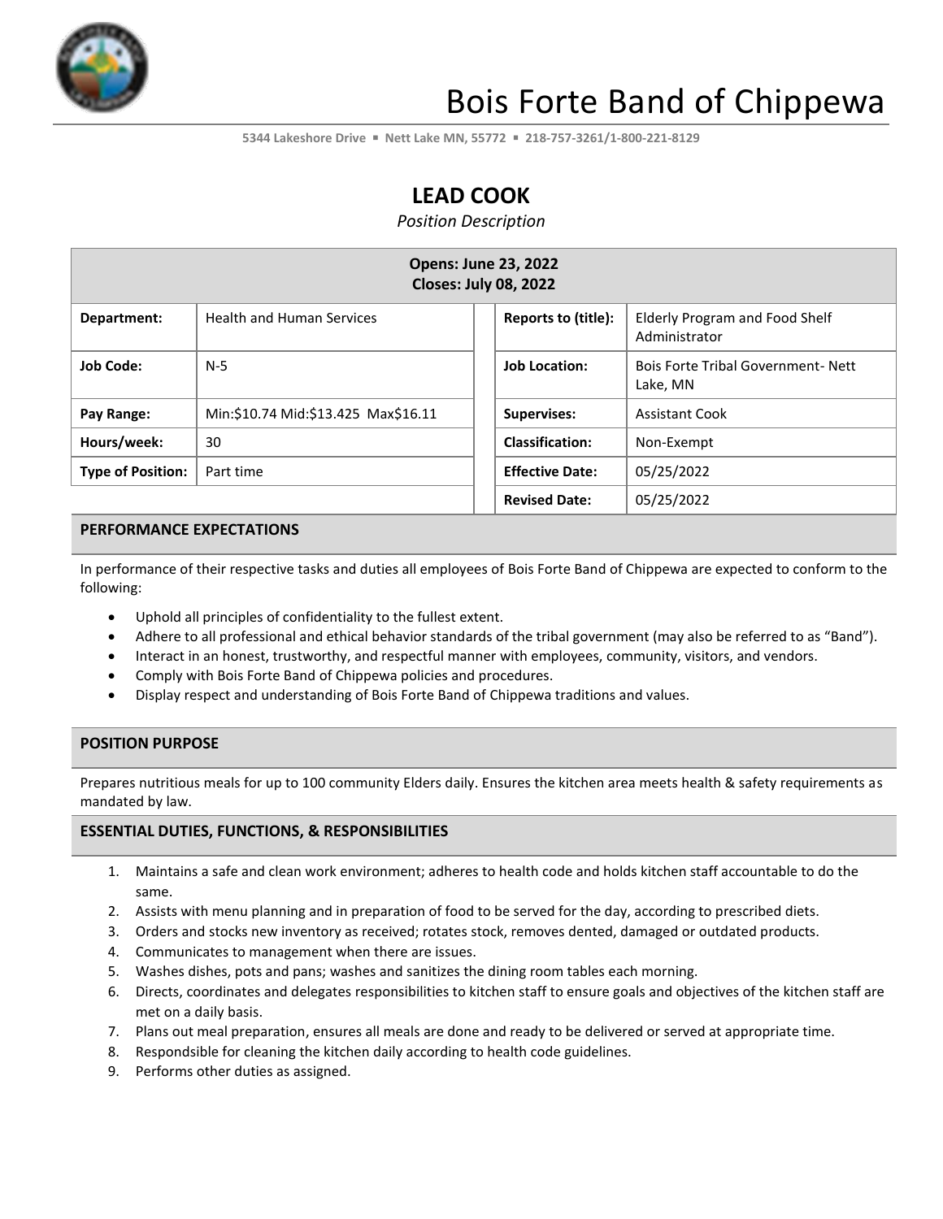# Bois Forte Band of Chippewa

5344 Lakeshore Drive ▪ Nett Lake MN, 55772 ▪ 218-757-3261/1-800-221-8129

## LEAD COOK

*Position Description*

| **Opens: June 23, 2022<br>Closes: July 08, 2022** | | | |
|---|---|---|---|
| **Department:** | Health and Human Services | **Reports to (title):** | Elderly Program and Food Shelf Administrator |
| **Job Code:** | N-5 | **Job Location:** | Bois Forte Tribal Government- Nett Lake, MN |
| **Pay Range:** | Min:$10.74 Mid:$13.425 Max$16.11 | **Supervises:** | Assistant Cook |
| **Hours/week:** | 30 | **Classification:** | Non-Exempt |
| **Type of Position:** | Part time | **Effective Date:** | 05/25/2022 |
| | | **Revised Date:** | 05/25/2022 |

### PERFORMANCE EXPECTATIONS

In performance of their respective tasks and duties all employees of Bois Forte Band of Chippewa are expected to conform to the following:

- Uphold all principles of confidentiality to the fullest extent.
- Adhere to all professional and ethical behavior standards of the tribal government (may also be referred to as "Band").
- Interact in an honest, trustworthy, and respectful manner with employees, community, visitors, and vendors.
- Comply with Bois Forte Band of Chippewa policies and procedures.
- Display respect and understanding of Bois Forte Band of Chippewa traditions and values.

### POSITION PURPOSE

Prepares nutritious meals for up to 100 community Elders daily. Ensures the kitchen area meets health & safety requirements as mandated by law.

### ESSENTIAL DUTIES, FUNCTIONS, & RESPONSIBILITIES

1. Maintains a safe and clean work environment; adheres to health code and holds kitchen staff accountable to do the same.
2. Assists with menu planning and in preparation of food to be served for the day, according to prescribed diets.
3. Orders and stocks new inventory as received; rotates stock, removes dented, damaged or outdated products.
4. Communicates to management when there are issues.
5. Washes dishes, pots and pans; washes and sanitizes the dining room tables each morning.
6. Directs, coordinates and delegates responsibilities to kitchen staff to ensure goals and objectives of the kitchen staff are met on a daily basis.
7. Plans out meal preparation, ensures all meals are done and ready to be delivered or served at appropriate time.
8. Respondsible for cleaning the kitchen daily according to health code guidelines.
9. Performs other duties as assigned.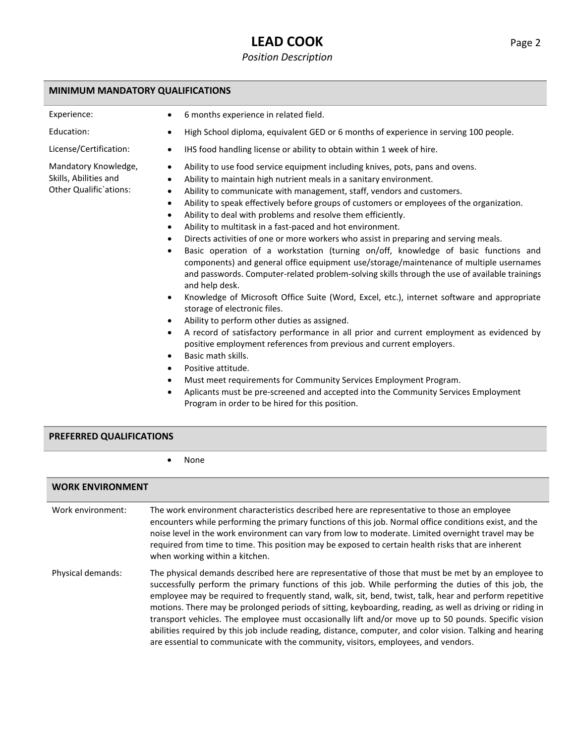# LEAD COOK

*Position Description*

## MINIMUM MANDATORY QUALIFICATIONS

| | |
|---|---|
| Experience: | • 6 months experience in related field. |
| Education: | • High School diploma, equivalent GED or 6 months of experience in serving 100 people. |
| License/Certification: | • IHS food handling license or ability to obtain within 1 week of hire. |
| Mandatory Knowledge, Skills, Abilities and Other Qualific`ations: | • Ability to use food service equipment including knives, pots, pans and ovens.<br>• Ability to maintain high nutrient meals in a sanitary environment.<br>• Ability to communicate with management, staff, vendors and customers.<br>• Ability to speak effectively before groups of customers or employees of the organization.<br>• Ability to deal with problems and resolve them efficiently.<br>• Ability to multitask in a fast-paced and hot environment.<br>• Directs activities of one or more workers who assist in preparing and serving meals.<br>• Basic operation of a workstation (turning on/off, knowledge of basic functions and components) and general office equipment use/storage/maintenance of multiple usernames and passwords. Computer-related problem-solving skills through the use of available trainings and help desk.<br>• Knowledge of Microsoft Office Suite (Word, Excel, etc.), internet software and appropriate storage of electronic files.<br>• Ability to perform other duties as assigned.<br>• A record of satisfactory performance in all prior and current employment as evidenced by positive employment references from previous and current employers.<br>• Basic math skills.<br>• Positive attitude.<br>• Must meet requirements for Community Services Employment Program.<br>• Aplicants must be pre-screened and accepted into the Community Services Employment Program in order to be hired for this position. |

## PREFERRED QUALIFICATIONS

- None

## WORK ENVIRONMENT

| | |
|---|---|
| Work environment: | The work environment characteristics described here are representative to those an employee encounters while performing the primary functions of this job. Normal office conditions exist, and the noise level in the work environment can vary from low to moderate. Limited overnight travel may be required from time to time. This position may be exposed to certain health risks that are inherent when working within a kitchen. |
| Physical demands: | The physical demands described here are representative of those that must be met by an employee to successfully perform the primary functions of this job. While performing the duties of this job, the employee may be required to frequently stand, walk, sit, bend, twist, talk, hear and perform repetitive motions. There may be prolonged periods of sitting, keyboarding, reading, as well as driving or riding in transport vehicles. The employee must occasionally lift and/or move up to 50 pounds. Specific vision abilities required by this job include reading, distance, computer, and color vision. Talking and hearing are essential to communicate with the community, visitors, employees, and vendors. |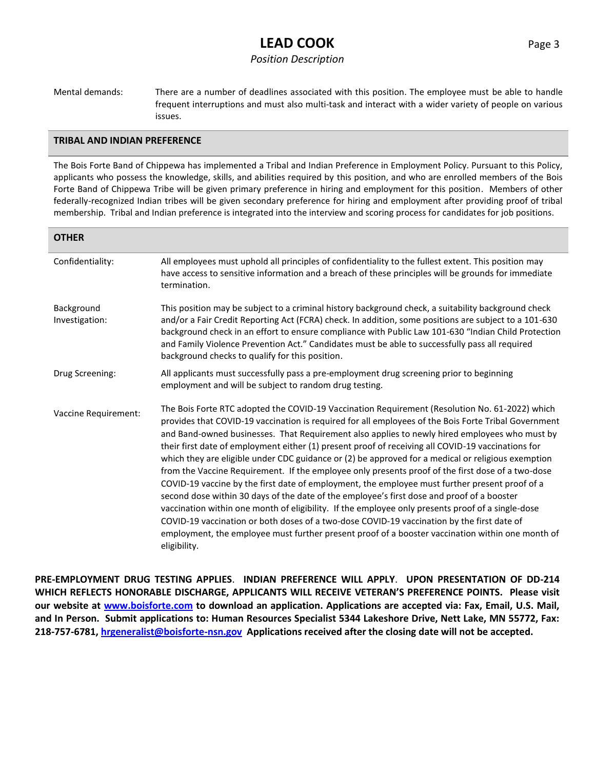Mental demands: There are a number of deadlines associated with this position. The employee must be able to handle frequent interruptions and must also multi-task and interact with a wider variety of people on various issues.

## TRIBAL AND INDIAN PREFERENCE

The Bois Forte Band of Chippewa has implemented a Tribal and Indian Preference in Employment Policy. Pursuant to this Policy, applicants who possess the knowledge, skills, and abilities required by this position, and who are enrolled members of the Bois Forte Band of Chippewa Tribe will be given primary preference in hiring and employment for this position. Members of other federally-recognized Indian tribes will be given secondary preference for hiring and employment after providing proof of tribal membership. Tribal and Indian preference is integrated into the interview and scoring process for candidates for job positions.

## OTHER

Confidentiality: All employees must uphold all principles of confidentiality to the fullest extent. This position may have access to sensitive information and a breach of these principles will be grounds for immediate termination.

Background Investigation: This position may be subject to a criminal history background check, a suitability background check and/or a Fair Credit Reporting Act (FCRA) check. In addition, some positions are subject to a 101-630 background check in an effort to ensure compliance with Public Law 101-630 "Indian Child Protection and Family Violence Prevention Act." Candidates must be able to successfully pass all required background checks to qualify for this position.

Drug Screening: All applicants must successfully pass a pre-employment drug screening prior to beginning employment and will be subject to random drug testing.

Vaccine Requirement: The Bois Forte RTC adopted the COVID-19 Vaccination Requirement (Resolution No. 61-2022) which provides that COVID-19 vaccination is required for all employees of the Bois Forte Tribal Government and Band-owned businesses. That Requirement also applies to newly hired employees who must by their first date of employment either (1) present proof of receiving all COVID-19 vaccinations for which they are eligible under CDC guidance or (2) be approved for a medical or religious exemption from the Vaccine Requirement. If the employee only presents proof of the first dose of a two-dose COVID-19 vaccine by the first date of employment, the employee must further present proof of a second dose within 30 days of the date of the employee's first dose and proof of a booster vaccination within one month of eligibility. If the employee only presents proof of a single-dose COVID-19 vaccination or both doses of a two-dose COVID-19 vaccination by the first date of employment, the employee must further present proof of a booster vaccination within one month of eligibility.

**PRE-EMPLOYMENT DRUG TESTING APPLIES. INDIAN PREFERENCE WILL APPLY. UPON PRESENTATION OF DD-214 WHICH REFLECTS HONORABLE DISCHARGE, APPLICANTS WILL RECEIVE VETERAN'S PREFERENCE POINTS. Please visit our website at [www.boisforte.com](http://www.boisforte.com) to download an application. Applications are accepted via: Fax, Email, U.S. Mail, and In Person. Submit applications to: Human Resources Specialist 5344 Lakeshore Drive, Nett Lake, MN 55772, Fax: 218-757-6781, [hrgeneralist@boisforte-nsn.gov](mailto:hrgeneralist@boisforte-nsn.gov) Applications received after the closing date will not be accepted.**